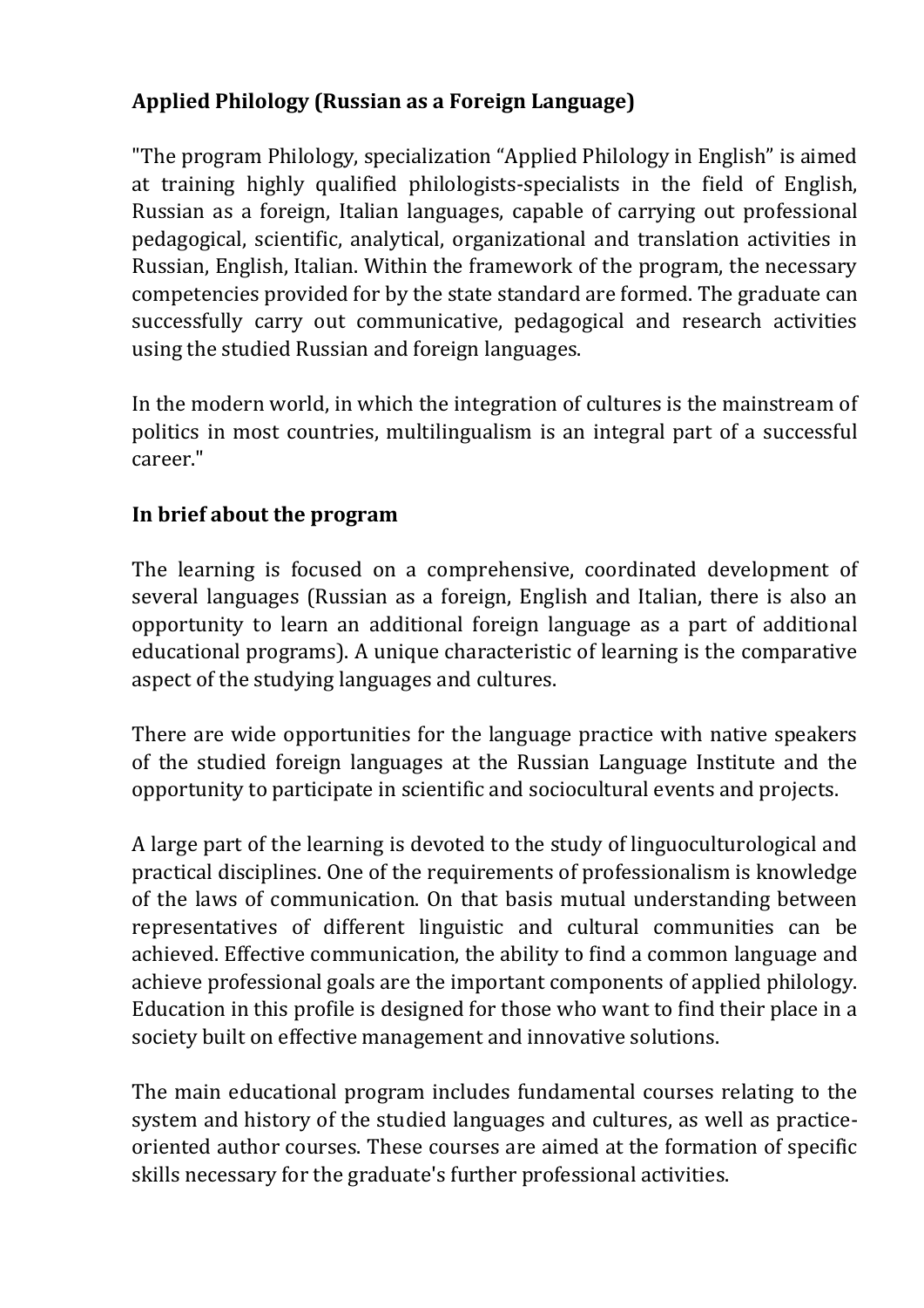**Applied Philology (Russian as a Foreign Language)**

"The program Philology, specialization "Applied Philology in English" is aimed at training highly qualified philologists-specialists in the field of English, Russian as a foreign, Italian languages, capable of carrying out professional pedagogical, scientific, analytical, organizational and translation activities in Russian, English, Italian. Within the framework of the program, the necessary competencies provided for by the state standard are formed. The graduate can successfully carry out communicative, pedagogical and research activities using the studied Russian and foreign languages.

In the modern world, in which the integration of cultures is the mainstream of politics in most countries, multilingualism is an integral part of a successful career."

**In brief about the program**

The learning is focused on a comprehensive, coordinated development of several languages (Russian as a foreign, English and Italian, there is also an opportunity to learn an additional foreign language as a part of additional educational programs). A unique characteristic of learning is the comparative aspect of the studying languages and cultures.

There are wide opportunities for the language practice with native speakers of the studied foreign languages at the Russian Language Institute and the opportunity to participate in scientific and sociocultural events and projects.

A large part of the learning is devoted to the study of linguoculturological and practical disciplines. One of the requirements of professionalism is knowledge of the laws of communication. On that basis mutual understanding between representatives of different linguistic and cultural communities can be achieved. Effective communication, the ability to find a common language and achieve professional goals are the important components of applied philology. Education in this profile is designed for those who want to find their place in a society built on effective management and innovative solutions.

The main educational program includes fundamental courses relating to the system and history of the studied languages and cultures, as well as practice-oriented author courses. These courses are aimed at the formation of specific skills necessary for the graduate's further professional activities.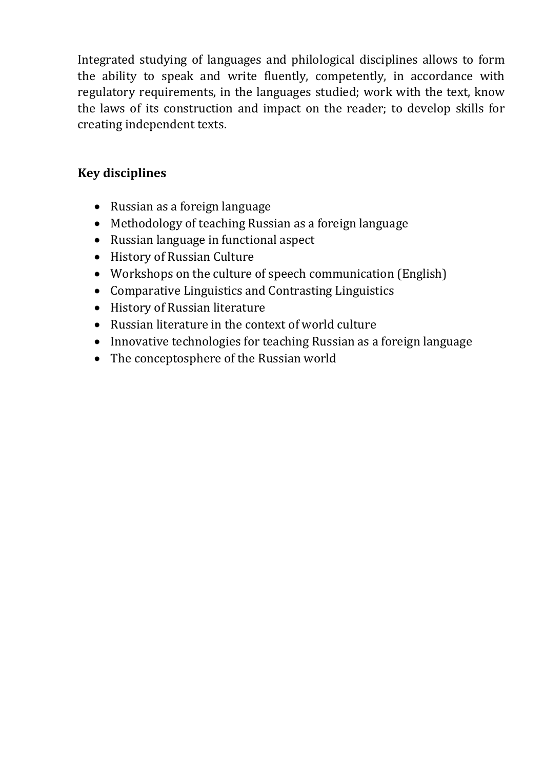Integrated studying of languages and philological disciplines allows to form the ability to speak and write fluently, competently, in accordance with regulatory requirements, in the languages studied; work with the text, know the laws of its construction and impact on the reader; to develop skills for creating independent texts.

**Key disciplines**

- Russian as a foreign language
- Methodology of teaching Russian as a foreign language
- Russian language in functional aspect
- History of Russian Culture
- Workshops on the culture of speech communication (English)
- Comparative Linguistics and Contrasting Linguistics
- History of Russian literature
- Russian literature in the context of world culture
- Innovative technologies for teaching Russian as a foreign language
- The conceptosphere of the Russian world